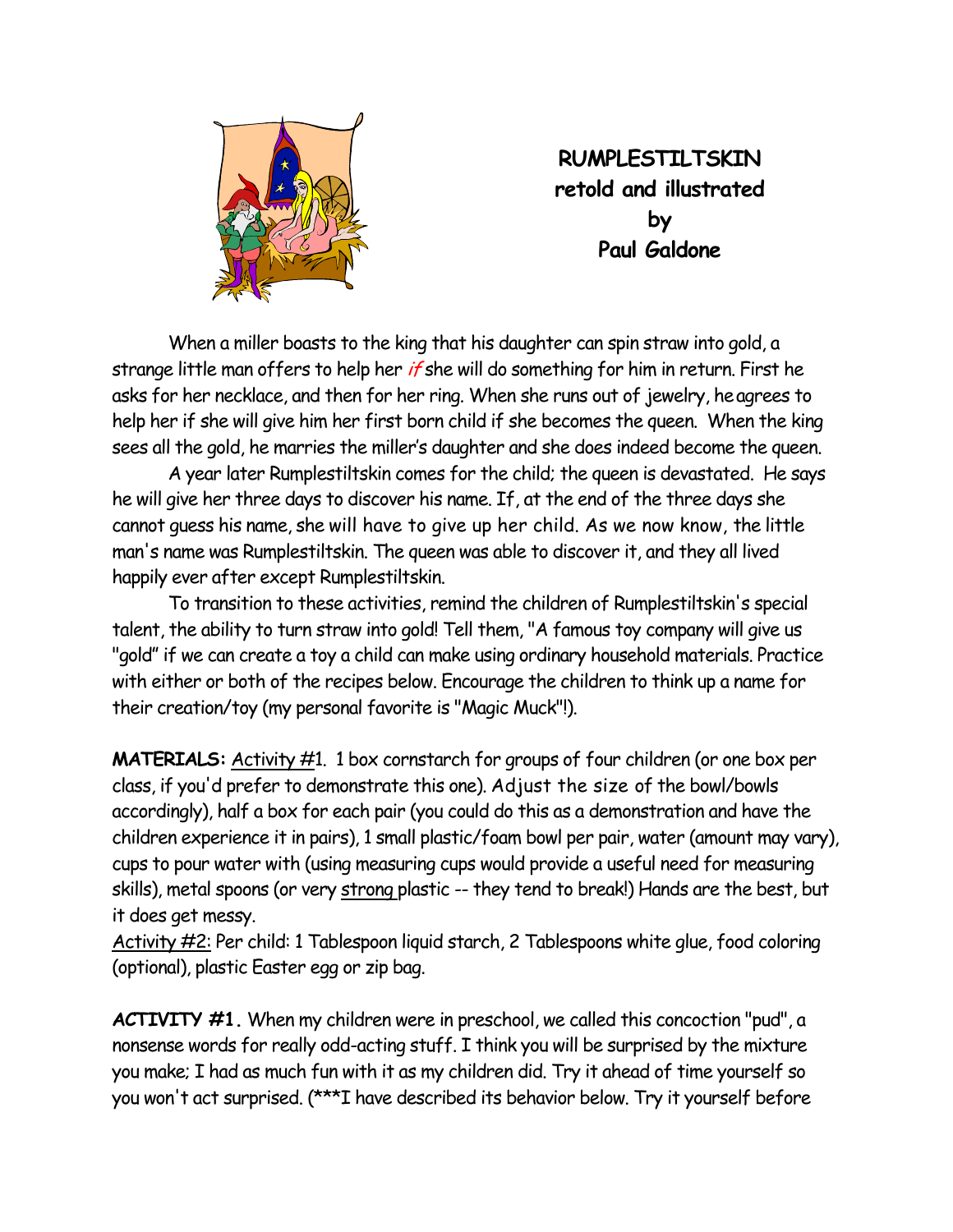**RUMPLESTILTSKIN**
**retold and illustrated**
**by**
**Paul Galdone**

When a miller boasts to the king that his daughter can spin straw into gold, a strange little man offers to help her *if* she will do something for him in return. First he asks for her necklace, and then for her ring. When she runs out of jewelry, he agrees to help her if she will give him her first born child if she becomes the queen. When the king sees all the gold, he marries the miller's daughter and she does indeed become the queen.

A year later Rumplestiltskin comes for the child; the queen is devastated. He says he will give her three days to discover his name. If, at the end of the three days she cannot guess his name, she will have to give up her child. As we now know, the little man's name was Rumplestiltskin. The queen was able to discover it, and they all lived happily ever after except Rumplestiltskin.

To transition to these activities, remind the children of Rumplestiltskin's special talent, the ability to turn straw into gold! Tell them, "A famous toy company will give us "gold" if we can create a toy a child can make using ordinary household materials. Practice with either or both of the recipes below. Encourage the children to think up a name for their creation/toy (my personal favorite is "Magic Muck"!).

**MATERIALS:** Activity #1. 1 box cornstarch for groups of four children (or one box per class, if you'd prefer to demonstrate this one). Adjust the size of the bowl/bowls accordingly), half a box for each pair (you could do this as a demonstration and have the children experience it in pairs), 1 small plastic/foam bowl per pair, water (amount may vary), cups to pour water with (using measuring cups would provide a useful need for measuring skills), metal spoons (or very strong plastic -- they tend to break!) Hands are the best, but it does get messy.

Activity #2: Per child: 1 Tablespoon liquid starch, 2 Tablespoons white glue, food coloring (optional), plastic Easter egg or zip bag.

**ACTIVITY #1.** When my children were in preschool, we called this concoction "pud", a nonsense words for really odd-acting stuff. I think you will be surprised by the mixture you make; I had as much fun with it as my children did. Try it ahead of time yourself so you won't act surprised. (***I have described its behavior below. Try it yourself before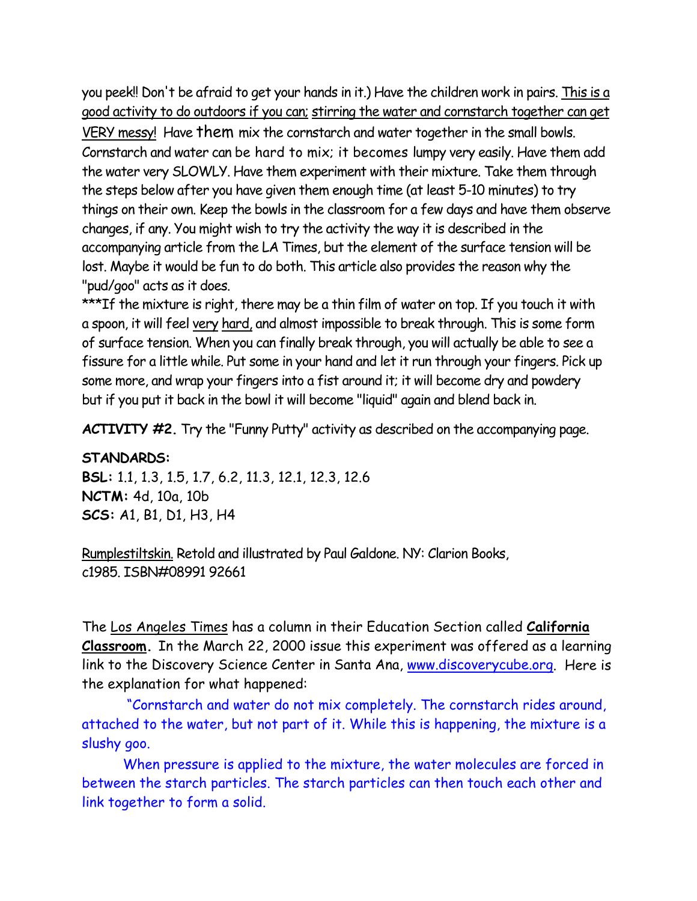you peek!! Don't be afraid to get your hands in it.) Have the children work in pairs. <u>This is a good activity to do outdoors if you can;</u> <u>stirring the water and cornstarch together can get VERY messy!</u> Have them mix the cornstarch and water together in the small bowls. Cornstarch and water can be hard to mix; it becomes lumpy very easily. Have them add the water very SLOWLY. Have them experiment with their mixture. Take them through the steps below after you have given them enough time (at least 5-10 minutes) to try things on their own. Keep the bowls in the classroom for a few days and have them observe changes, if any. You might wish to try the activity the way it is described in the accompanying article from the LA Times, but the element of the surface tension will be lost. Maybe it would be fun to do both. This article also provides the reason why the "pud/goo" acts as it does.

***If the mixture is right, there may be a thin film of water on top. If you touch it with a spoon, it will feel <u>very</u> <u>hard,</u> and almost impossible to break through. This is some form of surface tension. When you can finally break through, you will actually be able to see a fissure for a little while. Put some in your hand and let it run through your fingers. Pick up some more, and wrap your fingers into a fist around it; it will become dry and powdery but if you put it back in the bowl it will become "liquid" again and blend back in.

**ACTIVITY #2.** Try the "Funny Putty" activity as described on the accompanying page.

**STANDARDS:**
**BSL:** 1.1, 1.3, 1.5, 1.7, 6.2, 11.3, 12.1, 12.3, 12.6
**NCTM:** 4d, 10a, 10b
**SCS:** A1, B1, D1, H3, H4

<u>Rumplestiltskin.</u> Retold and illustrated by Paul Galdone. NY: Clarion Books, c1985. ISBN#08991 92661

The <u>Los Angeles Times</u> has a column in their Education Section called **<u>California Classroom</u>.** In the March 22, 2000 issue this experiment was offered as a learning link to the Discovery Science Center in Santa Ana, <u>www.discoverycube.org</u>. Here is the explanation for what happened:

"Cornstarch and water do not mix completely. The cornstarch rides around, attached to the water, but not part of it. While this is happening, the mixture is a slushy goo.

When pressure is applied to the mixture, the water molecules are forced in between the starch particles. The starch particles can then touch each other and link together to form a solid.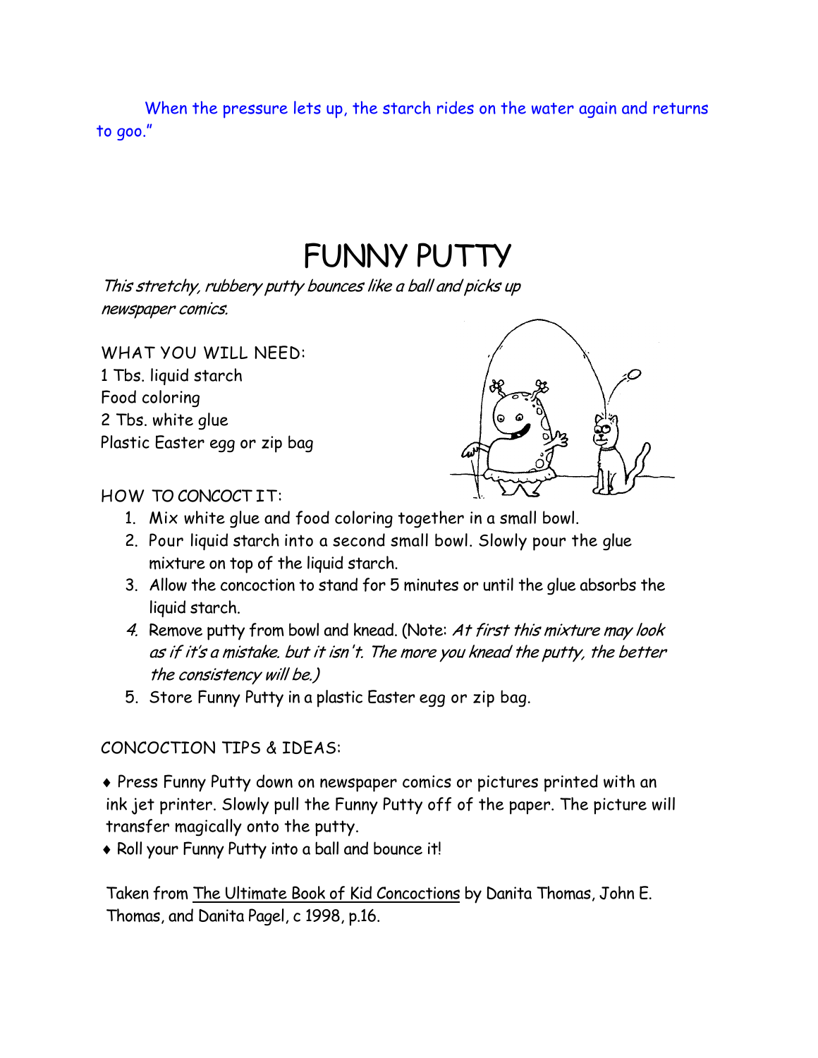When the pressure lets up, the starch rides on the water again and returns to goo."

# FUNNY PUTTY

*This stretchy, rubbery putty bounces like a ball and picks up newspaper comics.*

WHAT YOU WILL NEED:
1 Tbs. liquid starch
Food coloring
2 Tbs. white glue
Plastic Easter egg or zip bag

HOW TO CONCOCT IT:

1. Mix white glue and food coloring together in a small bowl.
2. Pour liquid starch into a second small bowl. Slowly pour the glue mixture on top of the liquid starch.
3. Allow the concoction to stand for 5 minutes or until the glue absorbs the liquid starch.
4. Remove putty from bowl and knead. (Note: *At first this mixture may look as if it's a mistake. but it isn't. The more you knead the putty, the better the consistency will be.)*
5. Store Funny Putty in a plastic Easter egg or zip bag.

CONCOCTION TIPS & IDEAS:

- Press Funny Putty down on newspaper comics or pictures printed with an ink jet printer. Slowly pull the Funny Putty off of the paper. The picture will transfer magically onto the putty.
- Roll your Funny Putty into a ball and bounce it!

Taken from The Ultimate Book of Kid Concoctions by Danita Thomas, John E. Thomas, and Danita Pagel, c 1998, p.16.